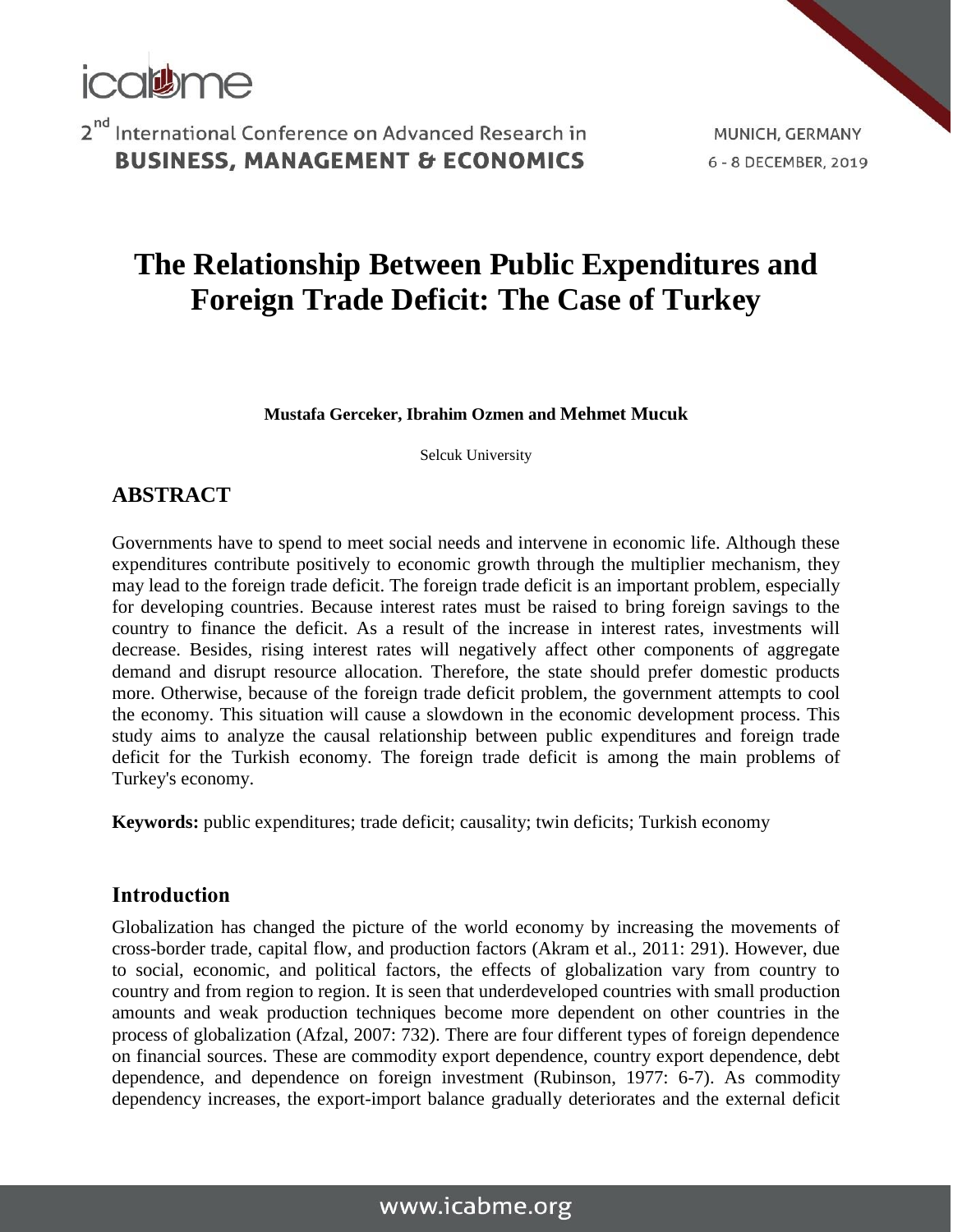# The Relationship Between Public Expenditures and Foreign Trade Deficit: The Case of Turkey

**Mustafa Gerceker, Ibrahim Ozmen and Mehmet Mucuk**

Selcuk University

## ABSTRACT

Governments have to spend to meet social needs and intervene in economic life. Although these expenditures contribute positively to economic growth through the multiplier mechanism, they may lead to the foreign trade deficit. The foreign trade deficit is an important problem, especially for developing countries. Because interest rates must be raised to bring foreign savings to the country to finance the deficit. As a result of the increase in interest rates, investments will decrease. Besides, rising interest rates will negatively affect other components of aggregate demand and disrupt resource allocation. Therefore, the state should prefer domestic products more. Otherwise, because of the foreign trade deficit problem, the government attempts to cool the economy. This situation will cause a slowdown in the economic development process. This study aims to analyze the causal relationship between public expenditures and foreign trade deficit for the Turkish economy. The foreign trade deficit is among the main problems of Turkey's economy.

**Keywords:** public expenditures; trade deficit; causality; twin deficits; Turkish economy

## Introduction

Globalization has changed the picture of the world economy by increasing the movements of cross-border trade, capital flow, and production factors (Akram et al., 2011: 291). However, due to social, economic, and political factors, the effects of globalization vary from country to country and from region to region. It is seen that underdeveloped countries with small production amounts and weak production techniques become more dependent on other countries in the process of globalization (Afzal, 2007: 732). There are four different types of foreign dependence on financial sources. These are commodity export dependence, country export dependence, debt dependence, and dependence on foreign investment (Rubinson, 1977: 6-7). As commodity dependency increases, the export-import balance gradually deteriorates and the external deficit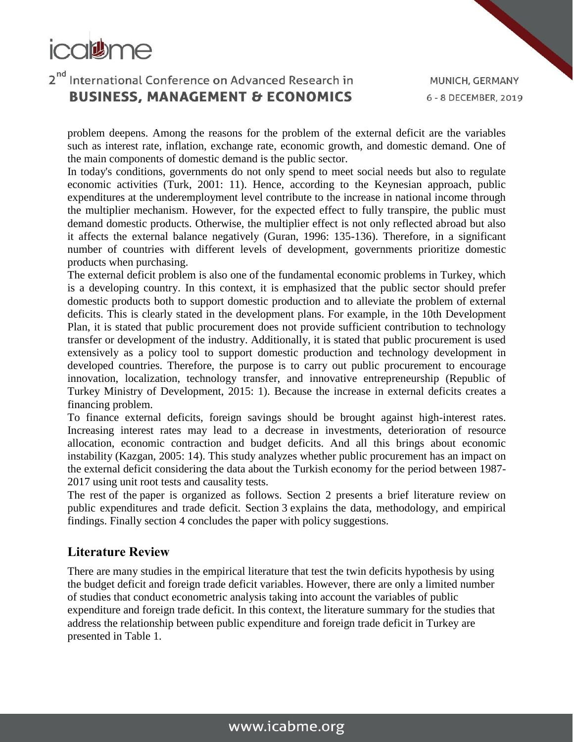problem deepens. Among the reasons for the problem of the external deficit are the variables such as interest rate, inflation, exchange rate, economic growth, and domestic demand. One of the main components of domestic demand is the public sector.

In today's conditions, governments do not only spend to meet social needs but also to regulate economic activities (Turk, 2001: 11). Hence, according to the Keynesian approach, public expenditures at the underemployment level contribute to the increase in national income through the multiplier mechanism. However, for the expected effect to fully transpire, the public must demand domestic products. Otherwise, the multiplier effect is not only reflected abroad but also it affects the external balance negatively (Guran, 1996: 135-136). Therefore, in a significant number of countries with different levels of development, governments prioritize domestic products when purchasing.

The external deficit problem is also one of the fundamental economic problems in Turkey, which is a developing country. In this context, it is emphasized that the public sector should prefer domestic products both to support domestic production and to alleviate the problem of external deficits. This is clearly stated in the development plans. For example, in the 10th Development Plan, it is stated that public procurement does not provide sufficient contribution to technology transfer or development of the industry. Additionally, it is stated that public procurement is used extensively as a policy tool to support domestic production and technology development in developed countries. Therefore, the purpose is to carry out public procurement to encourage innovation, localization, technology transfer, and innovative entrepreneurship (Republic of Turkey Ministry of Development, 2015: 1). Because the increase in external deficits creates a financing problem.

To finance external deficits, foreign savings should be brought against high-interest rates. Increasing interest rates may lead to a decrease in investments, deterioration of resource allocation, economic contraction and budget deficits. And all this brings about economic instability (Kazgan, 2005: 14). This study analyzes whether public procurement has an impact on the external deficit considering the data about the Turkish economy for the period between 1987-2017 using unit root tests and causality tests.

The rest of the paper is organized as follows. Section 2 presents a brief literature review on public expenditures and trade deficit. Section 3 explains the data, methodology, and empirical findings. Finally section 4 concludes the paper with policy suggestions.

## Literature Review

There are many studies in the empirical literature that test the twin deficits hypothesis by using the budget deficit and foreign trade deficit variables. However, there are only a limited number of studies that conduct econometric analysis taking into account the variables of public expenditure and foreign trade deficit. In this context, the literature summary for the studies that address the relationship between public expenditure and foreign trade deficit in Turkey are presented in Table 1.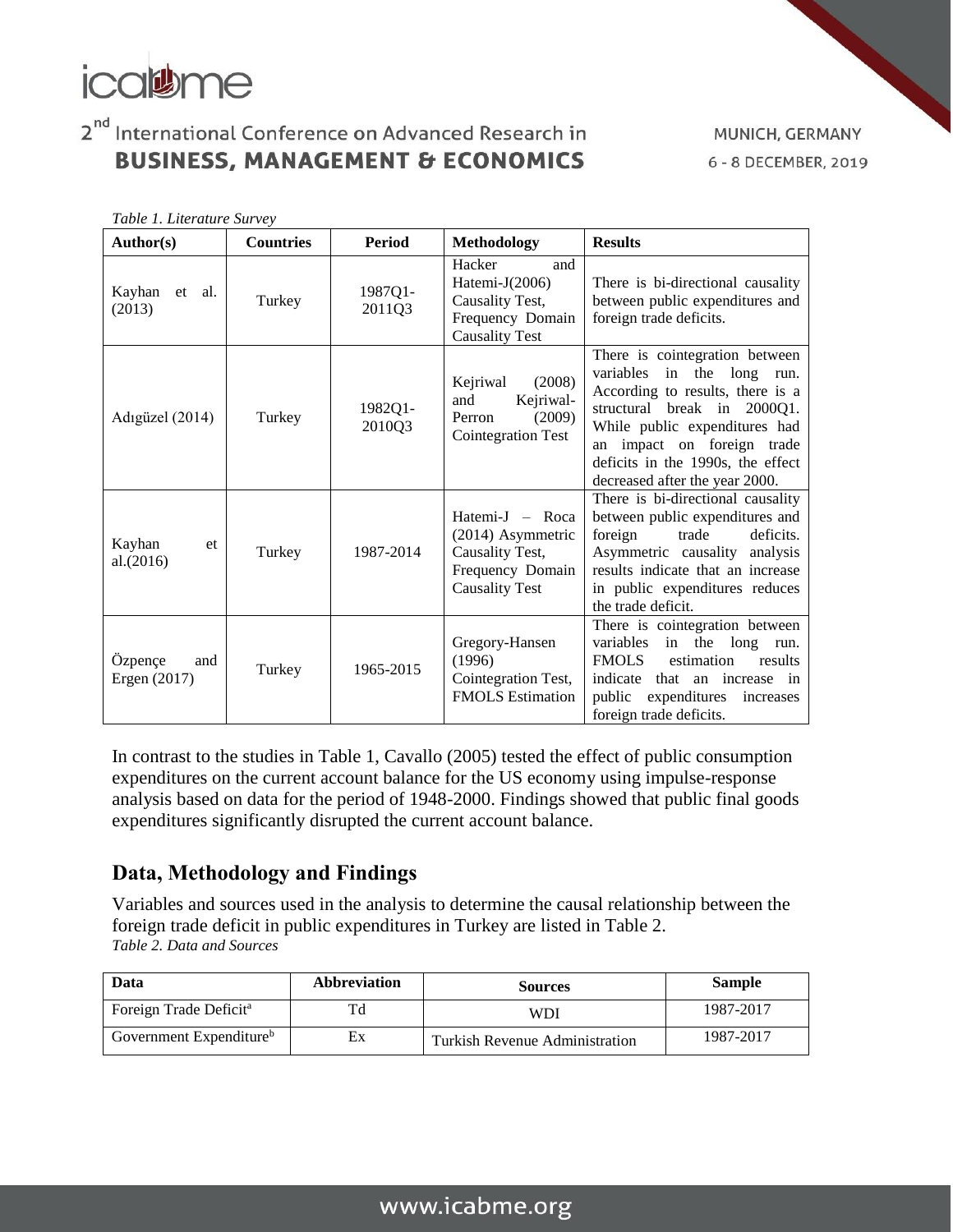*Table 1. Literature Survey*

| Author(s) | Countries | Period | Methodology | Results |
|---|---|---|---|---|
| Kayhan et al. (2013) | Turkey | 1987Q1-2011Q3 | Hacker and Hatemi-J(2006) Causality Test, Frequency Domain Causality Test | There is bi-directional causality between public expenditures and foreign trade deficits. |
| Adıgüzel (2014) | Turkey | 1982Q1-2010Q3 | Kejriwal (2008) and Kejriwal-Perron (2009) Cointegration Test | There is cointegration between variables in the long run. According to results, there is a structural break in 2000Q1. While public expenditures had an impact on foreign trade deficits in the 1990s, the effect decreased after the year 2000. |
| Kayhan et al.(2016) | Turkey | 1987-2014 | Hatemi-J – Roca (2014) Asymmetric Causality Test, Frequency Domain Causality Test | There is bi-directional causality between public expenditures and foreign trade deficits. Asymmetric causality analysis results indicate that an increase in public expenditures reduces the trade deficit. |
| Özpençe and Ergen (2017) | Turkey | 1965-2015 | Gregory-Hansen (1996) Cointegration Test, FMOLS Estimation | There is cointegration between variables in the long run. FMOLS estimation results indicate that an increase in public expenditures increases foreign trade deficits. |

In contrast to the studies in Table 1, Cavallo (2005) tested the effect of public consumption expenditures on the current account balance for the US economy using impulse-response analysis based on data for the period of 1948-2000. Findings showed that public final goods expenditures significantly disrupted the current account balance.

## Data, Methodology and Findings

Variables and sources used in the analysis to determine the causal relationship between the foreign trade deficit in public expenditures in Turkey are listed in Table 2.

*Table 2. Data and Sources*

| Data | Abbreviation | Sources | Sample |
|---|---|---|---|
| Foreign Trade Deficit[a] | Td | WDI | 1987-2017 |
| Government Expenditure[b] | Ex | Turkish Revenue Administration | 1987-2017 |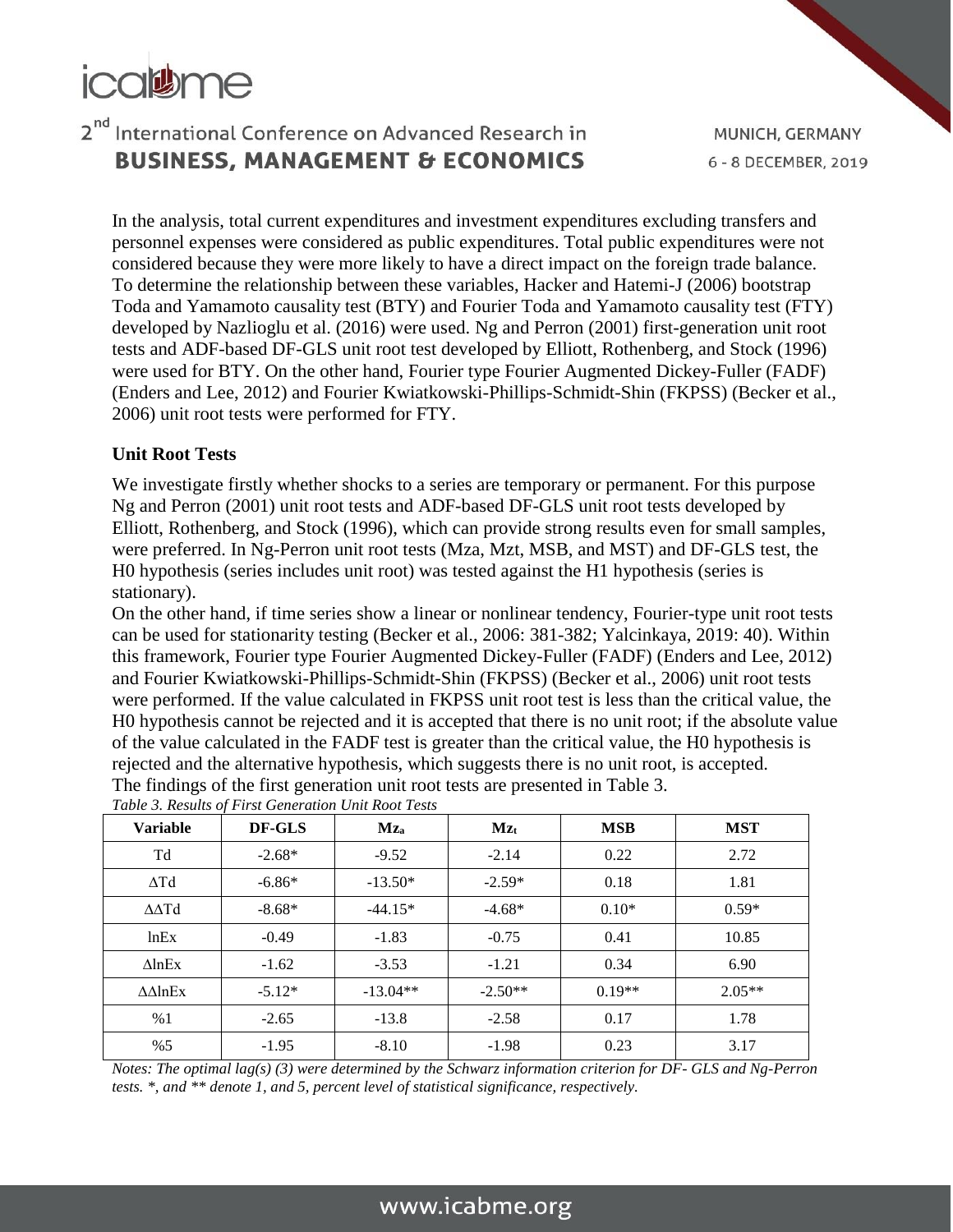In the analysis, total current expenditures and investment expenditures excluding transfers and personnel expenses were considered as public expenditures. Total public expenditures were not considered because they were more likely to have a direct impact on the foreign trade balance. To determine the relationship between these variables, Hacker and Hatemi-J (2006) bootstrap Toda and Yamamoto causality test (BTY) and Fourier Toda and Yamamoto causality test (FTY) developed by Nazlioglu et al. (2016) were used. Ng and Perron (2001) first-generation unit root tests and ADF-based DF-GLS unit root test developed by Elliott, Rothenberg, and Stock (1996) were used for BTY. On the other hand, Fourier type Fourier Augmented Dickey-Fuller (FADF) (Enders and Lee, 2012) and Fourier Kwiatkowski-Phillips-Schmidt-Shin (FKPSS) (Becker et al., 2006) unit root tests were performed for FTY.

**Unit Root Tests**

We investigate firstly whether shocks to a series are temporary or permanent. For this purpose Ng and Perron (2001) unit root tests and ADF-based DF-GLS unit root tests developed by Elliott, Rothenberg, and Stock (1996), which can provide strong results even for small samples, were preferred. In Ng-Perron unit root tests (Mza, Mzt, MSB, and MST) and DF-GLS test, the H0 hypothesis (series includes unit root) was tested against the H1 hypothesis (series is stationary).

On the other hand, if time series show a linear or nonlinear tendency, Fourier-type unit root tests can be used for stationarity testing (Becker et al., 2006: 381-382; Yalcinkaya, 2019: 40). Within this framework, Fourier type Fourier Augmented Dickey-Fuller (FADF) (Enders and Lee, 2012) and Fourier Kwiatkowski-Phillips-Schmidt-Shin (FKPSS) (Becker et al., 2006) unit root tests were performed. If the value calculated in FKPSS unit root test is less than the critical value, the H0 hypothesis cannot be rejected and it is accepted that there is no unit root; if the absolute value of the value calculated in the FADF test is greater than the critical value, the H0 hypothesis is rejected and the alternative hypothesis, which suggests there is no unit root, is accepted.

The findings of the first generation unit root tests are presented in Table 3.

*Table 3. Results of First Generation Unit Root Tests*

| Variable | DF-GLS | $Mz_a$ | $Mz_t$ | MSB | MST |
|---|---|---|---|---|---|
| Td | -2.68* | -9.52 | -2.14 | 0.22 | 2.72 |
| ΔTd | -6.86* | -13.50* | -2.59* | 0.18 | 1.81 |
| ΔΔTd | -8.68* | -44.15* | -4.68* | 0.10* | 0.59* |
| lnEx | -0.49 | -1.83 | -0.75 | 0.41 | 10.85 |
| ΔlnEx | -1.62 | -3.53 | -1.21 | 0.34 | 6.90 |
| ΔΔlnEx | -5.12* | -13.04** | -2.50** | 0.19** | 2.05** |
| %1 | -2.65 | -13.8 | -2.58 | 0.17 | 1.78 |
| %5 | -1.95 | -8.10 | -1.98 | 0.23 | 3.17 |

*Notes: The optimal lag(s) (3) were determined by the Schwarz information criterion for DF- GLS and Ng-Perron tests. *, and ** denote 1, and 5, percent level of statistical significance, respectively.*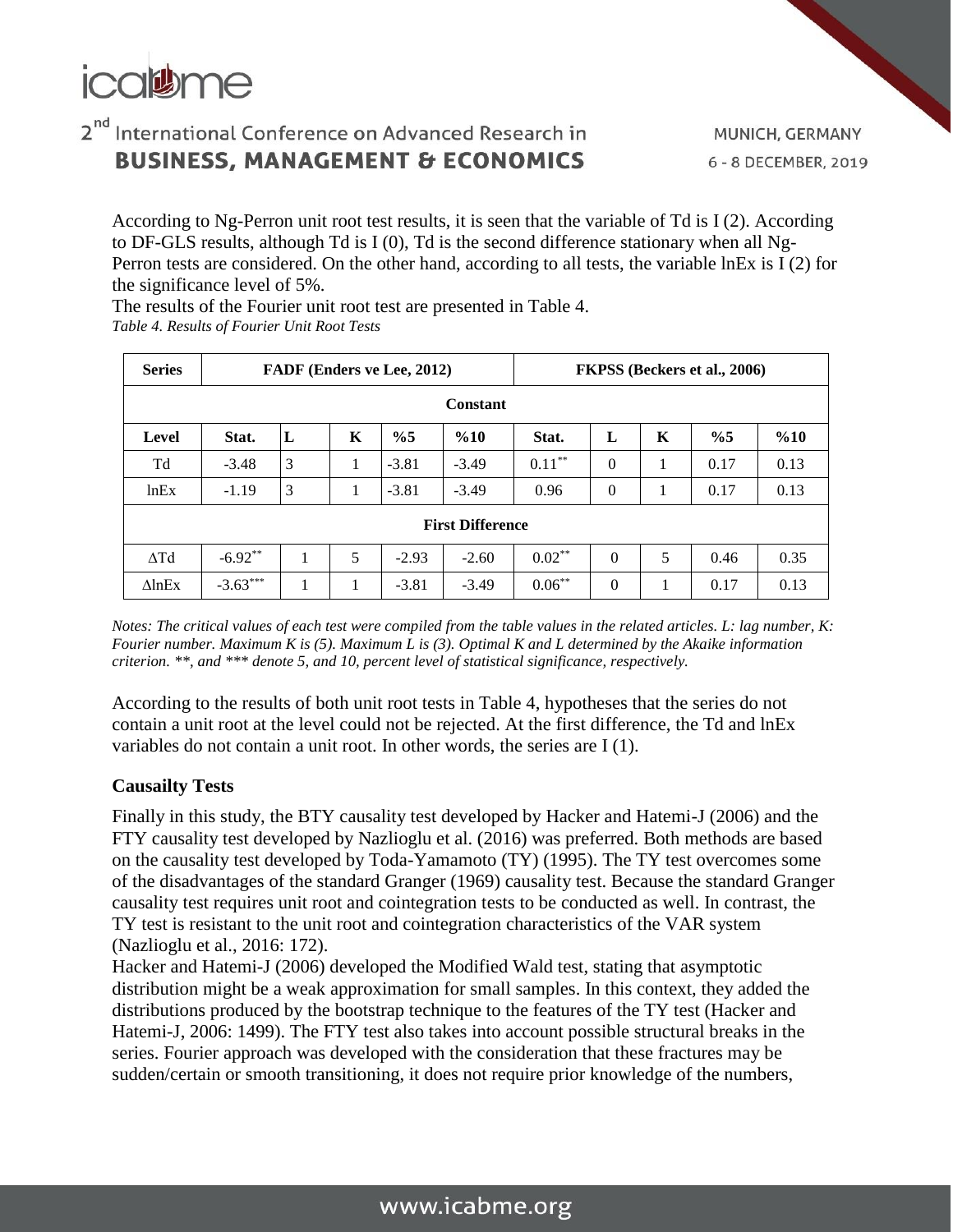According to Ng-Perron unit root test results, it is seen that the variable of Td is I (2). According to DF-GLS results, although Td is I (0), Td is the second difference stationary when all Ng-Perron tests are considered. On the other hand, according to all tests, the variable lnEx is I (2) for the significance level of 5%.

The results of the Fourier unit root test are presented in Table 4.

*Table 4. Results of Fourier Unit Root Tests*

| **Series** | **FADF (Enders ve Lee, 2012)** | | | | | **FKPSS (Beckers et al., 2006)** | | | | |
|---|---|---|---|---|---|---|---|---|---|---|
| **Constant** | | | | | | | | | | |
| **Level** | **Stat.** | **L** | **K** | **%5** | **%10** | **Stat.** | **L** | **K** | **%5** | **%10** |
| Td | -3.48 | 3 | 1 | -3.81 | -3.49 | $0.11^{**}$ | 0 | 1 | 0.17 | 0.13 |
| lnEx | -1.19 | 3 | 1 | -3.81 | -3.49 | 0.96 | 0 | 1 | 0.17 | 0.13 |
| **First Difference** | | | | | | | | | | |
| ΔTd | $-6.92^{**}$ | 1 | 5 | -2.93 | -2.60 | $0.02^{**}$ | 0 | 5 | 0.46 | 0.35 |
| ΔlnEx | $-3.63^{***}$ | 1 | 1 | -3.81 | -3.49 | $0.06^{**}$ | 0 | 1 | 0.17 | 0.13 |

*Notes: The critical values of each test were compiled from the table values in the related articles. L: lag number, K: Fourier number. Maximum K is (5). Maximum L is (3). Optimal K and L determined by the Akaike information criterion. \*\*, and \*\*\* denote 5, and 10, percent level of statistical significance, respectively.*

According to the results of both unit root tests in Table 4, hypotheses that the series do not contain a unit root at the level could not be rejected. At the first difference, the Td and lnEx variables do not contain a unit root. In other words, the series are I (1).

### Causailty Tests

Finally in this study, the BTY causality test developed by Hacker and Hatemi-J (2006) and the FTY causality test developed by Nazlioglu et al. (2016) was preferred. Both methods are based on the causality test developed by Toda-Yamamoto (TY) (1995). The TY test overcomes some of the disadvantages of the standard Granger (1969) causality test. Because the standard Granger causality test requires unit root and cointegration tests to be conducted as well. In contrast, the TY test is resistant to the unit root and cointegration characteristics of the VAR system (Nazlioglu et al., 2016: 172).

Hacker and Hatemi-J (2006) developed the Modified Wald test, stating that asymptotic distribution might be a weak approximation for small samples. In this context, they added the distributions produced by the bootstrap technique to the features of the TY test (Hacker and Hatemi-J, 2006: 1499). The FTY test also takes into account possible structural breaks in the series. Fourier approach was developed with the consideration that these fractures may be sudden/certain or smooth transitioning, it does not require prior knowledge of the numbers,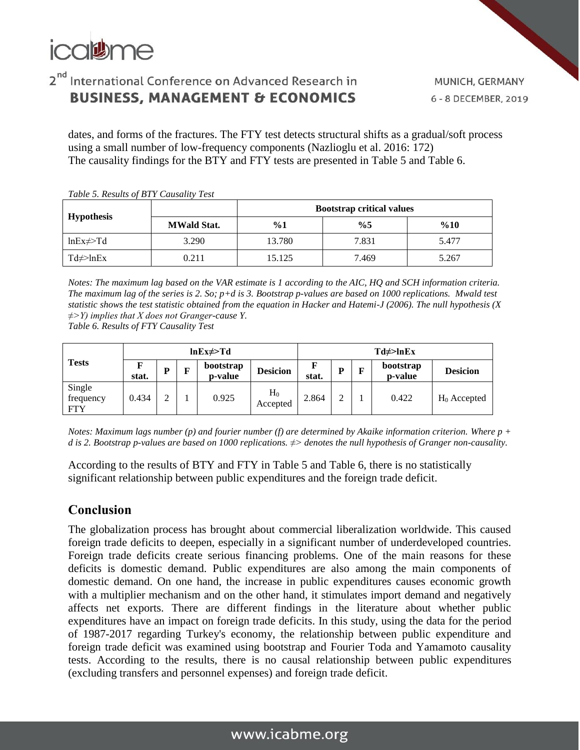dates, and forms of the fractures. The FTY test detects structural shifts as a gradual/soft process using a small number of low-frequency components (Nazlioglu et al. 2016: 172)
The causality findings for the BTY and FTY tests are presented in Table 5 and Table 6.

*Table 5. Results of BTY Causality Test*

| Hypothesis | | Bootstrap critical values | | |
|---|---|---|---|---|
| | **MWald Stat.** | **%1** | **%5** | **%10** |
| lnEx≠>Td | 3.290 | 13.780 | 7.831 | 5.477 |
| Td≠>lnEx | 0.211 | 15.125 | 7.469 | 5.267 |

*Notes: The maximum lag based on the VAR estimate is 1 according to the AIC, HQ and SCH information criteria. The maximum lag of the series is 2. So; p+d is 3. Bootstrap p-values are based on 1000 replications. Mwald test statistic shows the test statistic obtained from the equation in Hacker and Hatemi-J (2006). The null hypothesis (X ≠>Y) implies that X does not Granger-cause Y.*

*Table 6. Results of FTY Causality Test*

| Tests | lnEx≠>Td | | | | | Td≠>lnEx | | | | |
|---|---|---|---|---|---|---|---|---|---|---|
| | **F stat.** | **P** | **F** | **bootstrap p-value** | **Desicion** | **F stat.** | **P** | **F** | **bootstrap p-value** | **Desicion** |
| Single frequency FTY | 0.434 | 2 | 1 | 0.925 | $H_0$ Accepted | 2.864 | 2 | 1 | 0.422 | $H_0$ Accepted |

*Notes: Maximum lags number (p) and fourier number (f) are determined by Akaike information criterion. Where p + d is 2. Bootstrap p-values are based on 1000 replications. ≠> denotes the null hypothesis of Granger non-causality.*

According to the results of BTY and FTY in Table 5 and Table 6, there is no statistically significant relationship between public expenditures and the foreign trade deficit.

## Conclusion

The globalization process has brought about commercial liberalization worldwide. This caused foreign trade deficits to deepen, especially in a significant number of underdeveloped countries. Foreign trade deficits create serious financing problems. One of the main reasons for these deficits is domestic demand. Public expenditures are also among the main components of domestic demand. On one hand, the increase in public expenditures causes economic growth with a multiplier mechanism and on the other hand, it stimulates import demand and negatively affects net exports. There are different findings in the literature about whether public expenditures have an impact on foreign trade deficits. In this study, using the data for the period of 1987-2017 regarding Turkey's economy, the relationship between public expenditure and foreign trade deficit was examined using bootstrap and Fourier Toda and Yamamoto causality tests. According to the results, there is no causal relationship between public expenditures (excluding transfers and personnel expenses) and foreign trade deficit.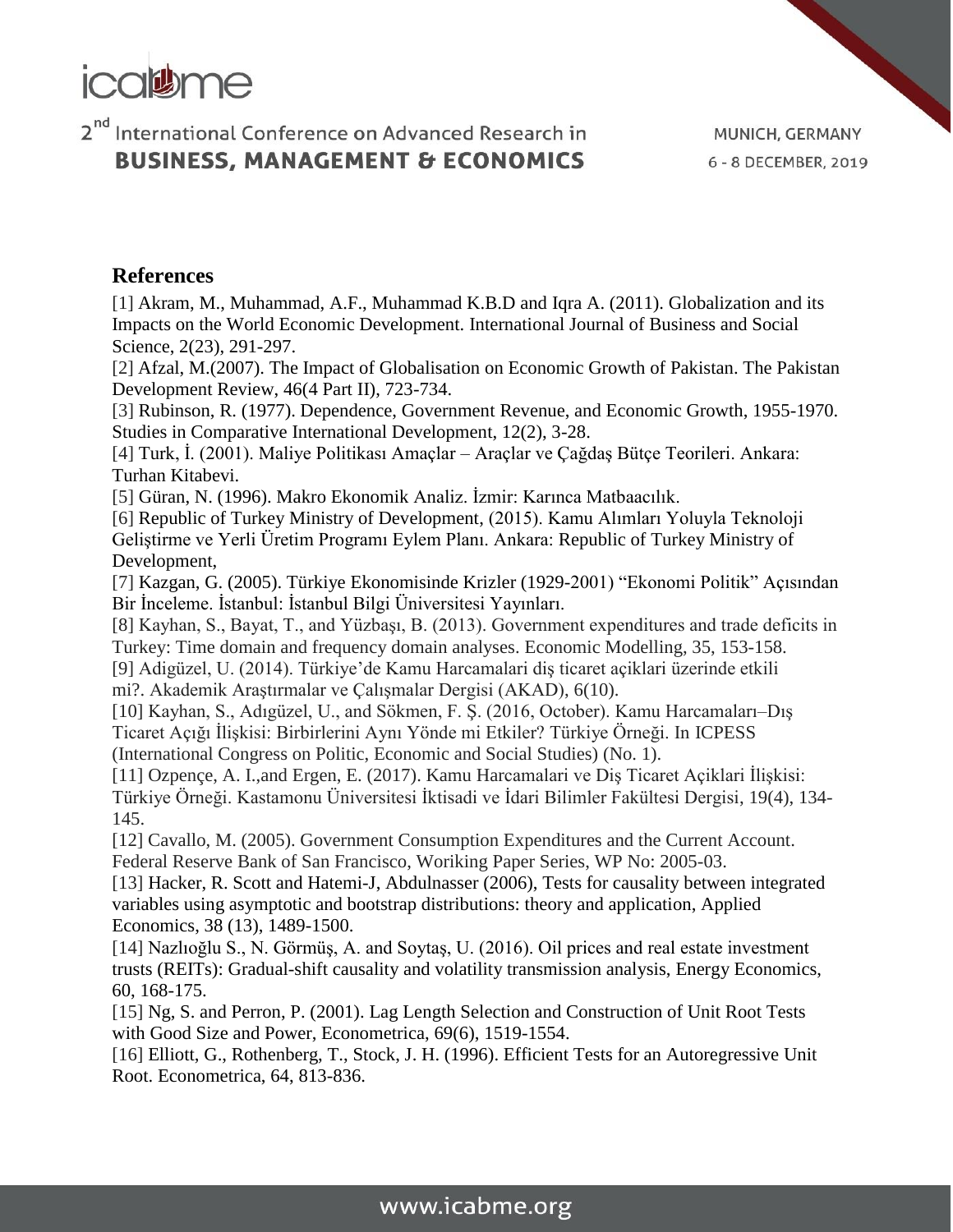## References

[1] Akram, M., Muhammad, A.F., Muhammad K.B.D and Iqra A. (2011). Globalization and its Impacts on the World Economic Development. International Journal of Business and Social Science, 2(23), 291-297.

[2] Afzal, M.(2007). The Impact of Globalisation on Economic Growth of Pakistan. The Pakistan Development Review, 46(4 Part II), 723-734.

[3] Rubinson, R. (1977). Dependence, Government Revenue, and Economic Growth, 1955-1970. Studies in Comparative International Development, 12(2), 3-28.

[4] Turk, İ. (2001). Maliye Politikası Amaçlar – Araçlar ve Çağdaş Bütçe Teorileri. Ankara: Turhan Kitabevi.

[5] Güran, N. (1996). Makro Ekonomik Analiz. İzmir: Karınca Matbaacılık.

[6] Republic of Turkey Ministry of Development, (2015). Kamu Alımları Yoluyla Teknoloji Geliştirme ve Yerli Üretim Programı Eylem Planı. Ankara: Republic of Turkey Ministry of Development,

[7] Kazgan, G. (2005). Türkiye Ekonomisinde Krizler (1929-2001) "Ekonomi Politik" Açısından Bir İnceleme. İstanbul: İstanbul Bilgi Üniversitesi Yayınları.

[8] Kayhan, S., Bayat, T., and Yüzbaşı, B. (2013). Government expenditures and trade deficits in Turkey: Time domain and frequency domain analyses. Economic Modelling, 35, 153-158.

[9] Adigüzel, U. (2014). Türkiye'de Kamu Harcamalari diş ticaret açiklari üzerinde etkili mi?. Akademik Araştırmalar ve Çalışmalar Dergisi (AKAD), 6(10).

[10] Kayhan, S., Adıgüzel, U., and Sökmen, F. Ş. (2016, October). Kamu Harcamaları–Dış Ticaret Açığı İlişkisi: Birbirlerini Aynı Yönde mi Etkiler? Türkiye Örneği. In ICPESS (International Congress on Politic, Economic and Social Studies) (No. 1).

[11] Ozpençe, A. I.,and Ergen, E. (2017). Kamu Harcamalari ve Diş Ticaret Açiklari İlişkisi: Türkiye Örneği. Kastamonu Üniversitesi İktisadi ve İdari Bilimler Fakültesi Dergisi, 19(4), 134-145.

[12] Cavallo, M. (2005). Government Consumption Expenditures and the Current Account. Federal Reserve Bank of San Francisco, Woriking Paper Series, WP No: 2005-03.

[13] Hacker, R. Scott and Hatemi-J, Abdulnasser (2006), Tests for causality between integrated variables using asymptotic and bootstrap distributions: theory and application, Applied Economics, 38 (13), 1489-1500.

[14] Nazlıoğlu S., N. Görmüş, A. and Soytaş, U. (2016). Oil prices and real estate investment trusts (REITs): Gradual-shift causality and volatility transmission analysis, Energy Economics, 60, 168-175.

[15] Ng, S. and Perron, P. (2001). Lag Length Selection and Construction of Unit Root Tests with Good Size and Power, Econometrica, 69(6), 1519-1554.

[16] Elliott, G., Rothenberg, T., Stock, J. H. (1996). Efficient Tests for an Autoregressive Unit Root. Econometrica, 64, 813-836.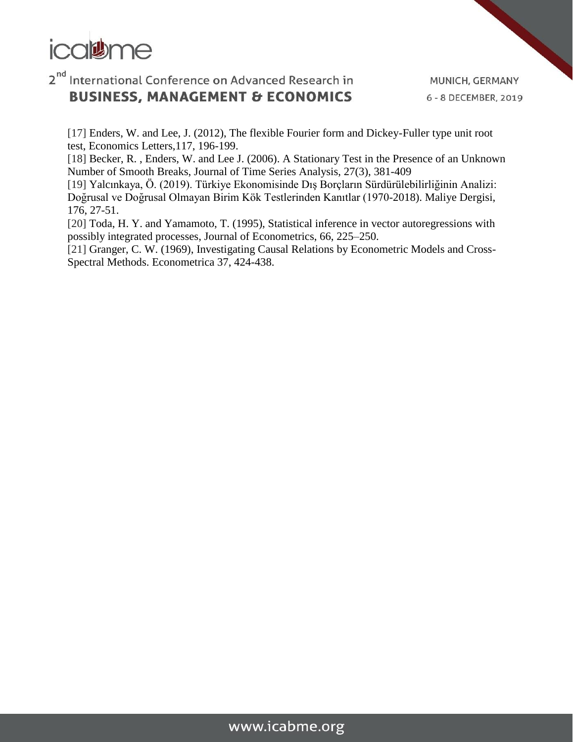[17] Enders, W. and Lee, J. (2012), The flexible Fourier form and Dickey-Fuller type unit root test, Economics Letters,117, 196-199.

[18] Becker, R. , Enders, W. and Lee J. (2006). A Stationary Test in the Presence of an Unknown Number of Smooth Breaks, Journal of Time Series Analysis, 27(3), 381-409

[19] Yalcınkaya, Ö. (2019). Türkiye Ekonomisinde Dış Borçların Sürdürülebilirliğinin Analizi: Doğrusal ve Doğrusal Olmayan Birim Kök Testlerinden Kanıtlar (1970-2018). Maliye Dergisi, 176, 27-51.

[20] Toda, H. Y. and Yamamoto, T. (1995), Statistical inference in vector autoregressions with possibly integrated processes, Journal of Econometrics, 66, 225–250.

[21] Granger, C. W. (1969), Investigating Causal Relations by Econometric Models and Cross-Spectral Methods. Econometrica 37, 424-438.